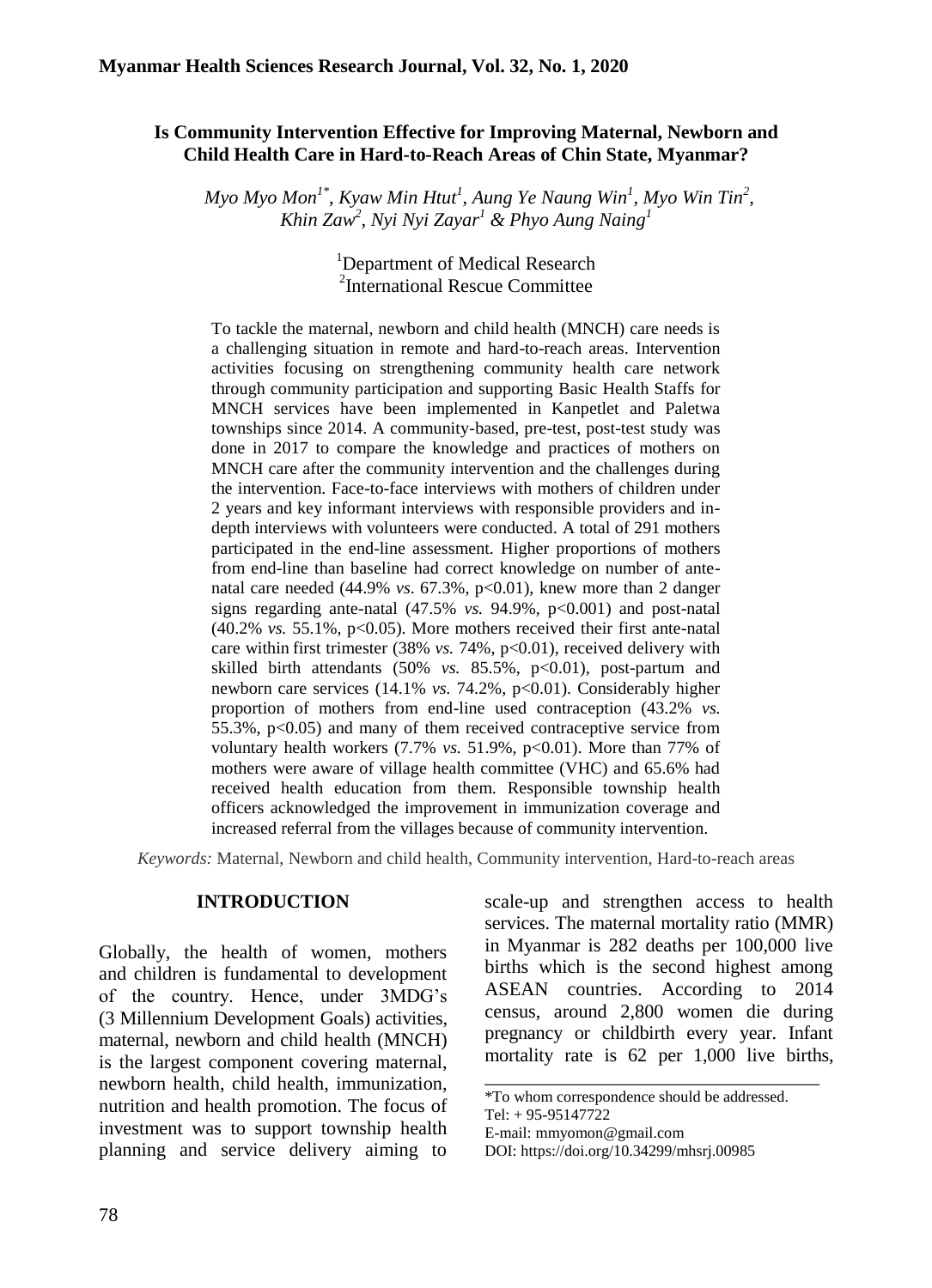# Is Community Intervention Effective for Improving Maternal, Newborn and Child Health Care in Hard-to-Reach Areas of Chin State, Myanmar?

*Myo Myo Mon[1*], Kyaw Min Htut[1], Aung Ye Naung Win[1], Myo Win Tin[2], Khin Zaw[2], Nyi Nyi Zayar[1] & Phyo Aung Naing[1]*

[1]Department of Medical Research
[2]International Rescue Committee

To tackle the maternal, newborn and child health (MNCH) care needs is a challenging situation in remote and hard-to-reach areas. Intervention activities focusing on strengthening community health care network through community participation and supporting Basic Health Staffs for MNCH services have been implemented in Kanpetlet and Paletwa townships since 2014. A community-based, pre-test, post-test study was done in 2017 to compare the knowledge and practices of mothers on MNCH care after the community intervention and the challenges during the intervention. Face-to-face interviews with mothers of children under 2 years and key informant interviews with responsible providers and in-depth interviews with volunteers were conducted. A total of 291 mothers participated in the end-line assessment. Higher proportions of mothers from end-line than baseline had correct knowledge on number of ante-natal care needed (44.9% *vs*. 67.3%, $p<0.01$), knew more than 2 danger signs regarding ante-natal (47.5% *vs.* 94.9%, $p<0.001$) and post-natal (40.2% *vs.* 55.1%, $p<0.05$). More mothers received their first ante-natal care within first trimester (38% *vs.* 74%, $p<0.01$), received delivery with skilled birth attendants (50% *vs.* 85.5%, $p<0.01$), post-partum and newborn care services (14.1% *vs.* 74.2%, $p<0.01$). Considerably higher proportion of mothers from end-line used contraception (43.2% *vs.* 55.3%, $p<0.05$) and many of them received contraceptive service from voluntary health workers (7.7% *vs.* 51.9%, $p<0.01$). More than 77% of mothers were aware of village health committee (VHC) and 65.6% had received health education from them. Responsible township health officers acknowledged the improvement in immunization coverage and increased referral from the villages because of community intervention.

*Keywords:* Maternal, Newborn and child health, Community intervention, Hard-to-reach areas

## INTRODUCTION

Globally, the health of women, mothers and children is fundamental to development of the country. Hence, under 3MDG's (3 Millennium Development Goals) activities, maternal, newborn and child health (MNCH) is the largest component covering maternal, newborn health, child health, immunization, nutrition and health promotion. The focus of investment was to support township health planning and service delivery aiming to scale-up and strengthen access to health services. The maternal mortality ratio (MMR) in Myanmar is 282 deaths per 100,000 live births which is the second highest among ASEAN countries. According to 2014 census, around 2,800 women die during pregnancy or childbirth every year. Infant mortality rate is 62 per 1,000 live births,

*To whom correspondence should be addressed.
Tel: + 95-95147722
E-mail: mmyomon@gmail.com
DOI: https://doi.org/10.34299/mhsrj.00985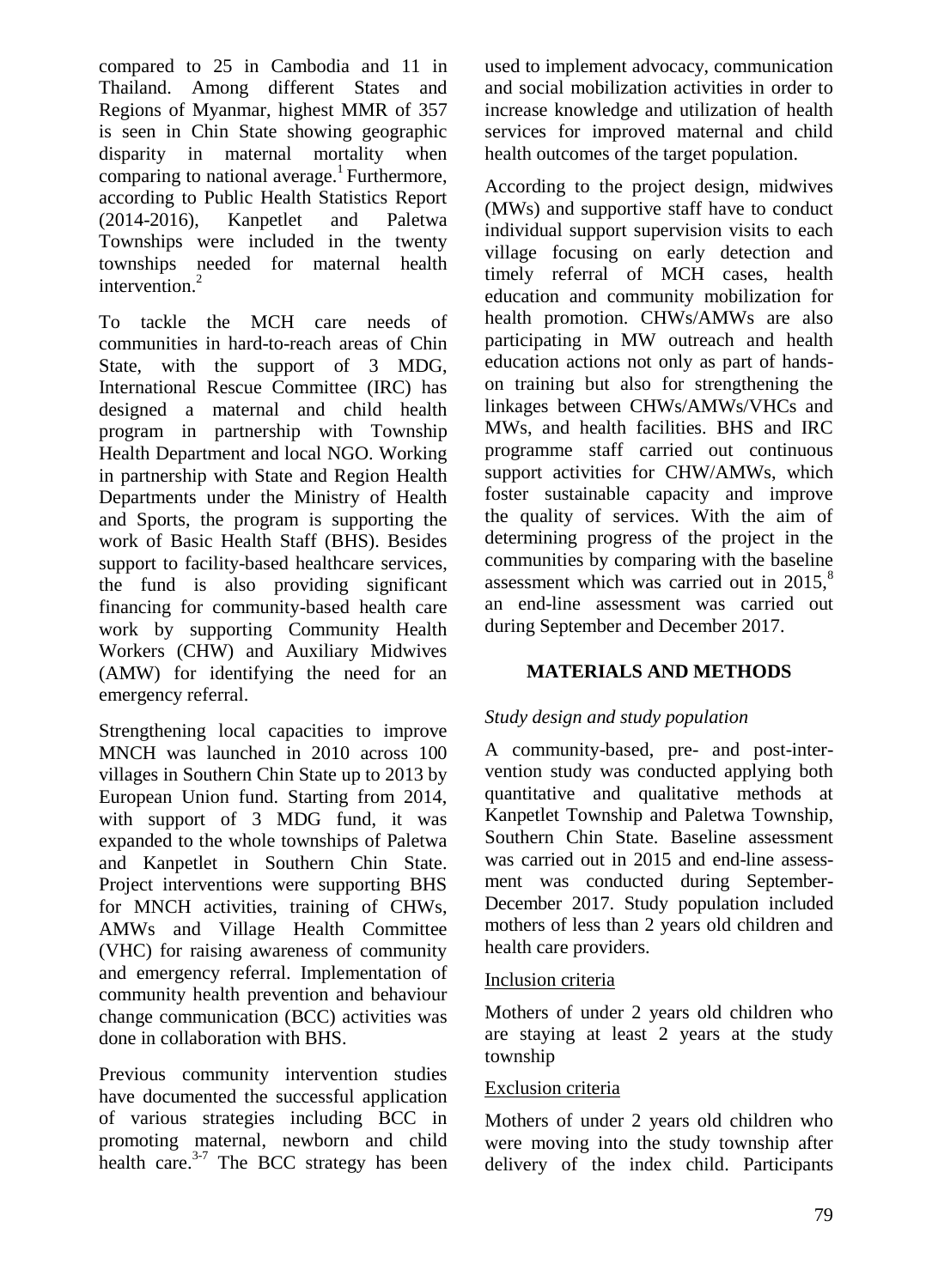compared to 25 in Cambodia and 11 in Thailand. Among different States and Regions of Myanmar, highest MMR of 357 is seen in Chin State showing geographic disparity in maternal mortality when comparing to national average.[1] Furthermore, according to Public Health Statistics Report (2014-2016), Kanpetlet and Paletwa Townships were included in the twenty townships needed for maternal health intervention.[2]

To tackle the MCH care needs of communities in hard-to-reach areas of Chin State, with the support of 3 MDG, International Rescue Committee (IRC) has designed a maternal and child health program in partnership with Township Health Department and local NGO. Working in partnership with State and Region Health Departments under the Ministry of Health and Sports, the program is supporting the work of Basic Health Staff (BHS). Besides support to facility-based healthcare services, the fund is also providing significant financing for community-based health care work by supporting Community Health Workers (CHW) and Auxiliary Midwives (AMW) for identifying the need for an emergency referral.

Strengthening local capacities to improve MNCH was launched in 2010 across 100 villages in Southern Chin State up to 2013 by European Union fund. Starting from 2014, with support of 3 MDG fund, it was expanded to the whole townships of Paletwa and Kanpetlet in Southern Chin State. Project interventions were supporting BHS for MNCH activities, training of CHWs, AMWs and Village Health Committee (VHC) for raising awareness of community and emergency referral. Implementation of community health prevention and behaviour change communication (BCC) activities was done in collaboration with BHS.

Previous community intervention studies have documented the successful application of various strategies including BCC in promoting maternal, newborn and child health care.[3-7] The BCC strategy has been used to implement advocacy, communication and social mobilization activities in order to increase knowledge and utilization of health services for improved maternal and child health outcomes of the target population.

According to the project design, midwives (MWs) and supportive staff have to conduct individual support supervision visits to each village focusing on early detection and timely referral of MCH cases, health education and community mobilization for health promotion. CHWs/AMWs are also participating in MW outreach and health education actions not only as part of hands-on training but also for strengthening the linkages between CHWs/AMWs/VHCs and MWs, and health facilities. BHS and IRC programme staff carried out continuous support activities for CHW/AMWs, which foster sustainable capacity and improve the quality of services. With the aim of determining progress of the project in the communities by comparing with the baseline assessment which was carried out in 2015,[8] an end-line assessment was carried out during September and December 2017.

## MATERIALS AND METHODS

### *Study design and study population*

A community-based, pre- and post-intervention study was conducted applying both quantitative and qualitative methods at Kanpetlet Township and Paletwa Township, Southern Chin State. Baseline assessment was carried out in 2015 and end-line assessment was conducted during September-December 2017. Study population included mothers of less than 2 years old children and health care providers.

Inclusion criteria

Mothers of under 2 years old children who are staying at least 2 years at the study township

Exclusion criteria

Mothers of under 2 years old children who were moving into the study township after delivery of the index child. Participants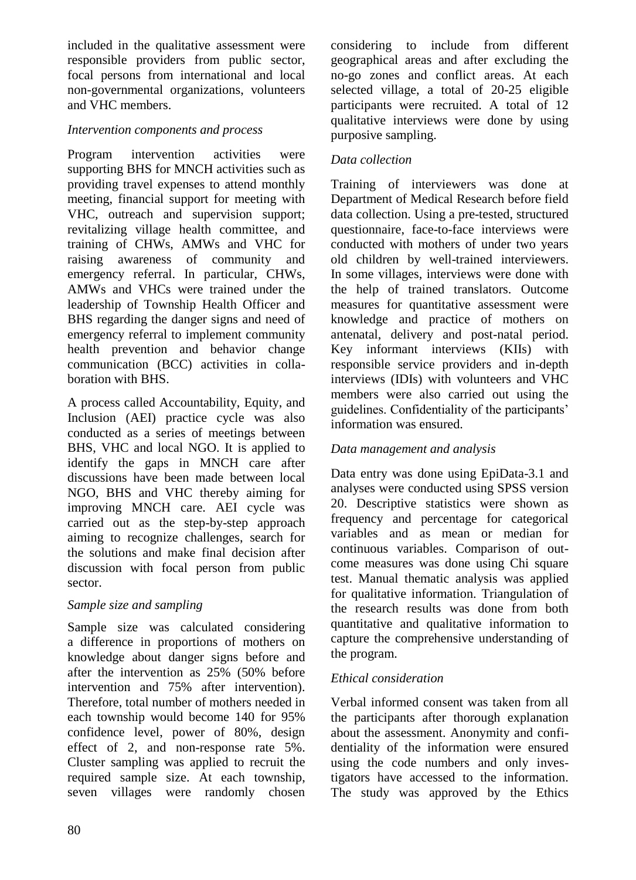included in the qualitative assessment were responsible providers from public sector, focal persons from international and local non-governmental organizations, volunteers and VHC members.

*Intervention components and process*

Program intervention activities were supporting BHS for MNCH activities such as providing travel expenses to attend monthly meeting, financial support for meeting with VHC, outreach and supervision support; revitalizing village health committee, and training of CHWs, AMWs and VHC for raising awareness of community and emergency referral. In particular, CHWs, AMWs and VHCs were trained under the leadership of Township Health Officer and BHS regarding the danger signs and need of emergency referral to implement community health prevention and behavior change communication (BCC) activities in collaboration with BHS.

A process called Accountability, Equity, and Inclusion (AEI) practice cycle was also conducted as a series of meetings between BHS, VHC and local NGO. It is applied to identify the gaps in MNCH care after discussions have been made between local NGO, BHS and VHC thereby aiming for improving MNCH care. AEI cycle was carried out as the step-by-step approach aiming to recognize challenges, search for the solutions and make final decision after discussion with focal person from public sector.

*Sample size and sampling*

Sample size was calculated considering a difference in proportions of mothers on knowledge about danger signs before and after the intervention as 25% (50% before intervention and 75% after intervention). Therefore, total number of mothers needed in each township would become 140 for 95% confidence level, power of 80%, design effect of 2, and non-response rate 5%. Cluster sampling was applied to recruit the required sample size. At each township, seven villages were randomly chosen considering to include from different geographical areas and after excluding the no-go zones and conflict areas. At each selected village, a total of 20-25 eligible participants were recruited. A total of 12 qualitative interviews were done by using purposive sampling.

*Data collection*

Training of interviewers was done at Department of Medical Research before field data collection. Using a pre-tested, structured questionnaire, face-to-face interviews were conducted with mothers of under two years old children by well-trained interviewers. In some villages, interviews were done with the help of trained translators. Outcome measures for quantitative assessment were knowledge and practice of mothers on antenatal, delivery and post-natal period. Key informant interviews (KIIs) with responsible service providers and in-depth interviews (IDIs) with volunteers and VHC members were also carried out using the guidelines. Confidentiality of the participants' information was ensured.

*Data management and analysis*

Data entry was done using EpiData-3.1 and analyses were conducted using SPSS version 20. Descriptive statistics were shown as frequency and percentage for categorical variables and as mean or median for continuous variables. Comparison of outcome measures was done using Chi square test. Manual thematic analysis was applied for qualitative information. Triangulation of the research results was done from both quantitative and qualitative information to capture the comprehensive understanding of the program.

*Ethical consideration*

Verbal informed consent was taken from all the participants after thorough explanation about the assessment. Anonymity and confidentiality of the information were ensured using the code numbers and only investigators have accessed to the information. The study was approved by the Ethics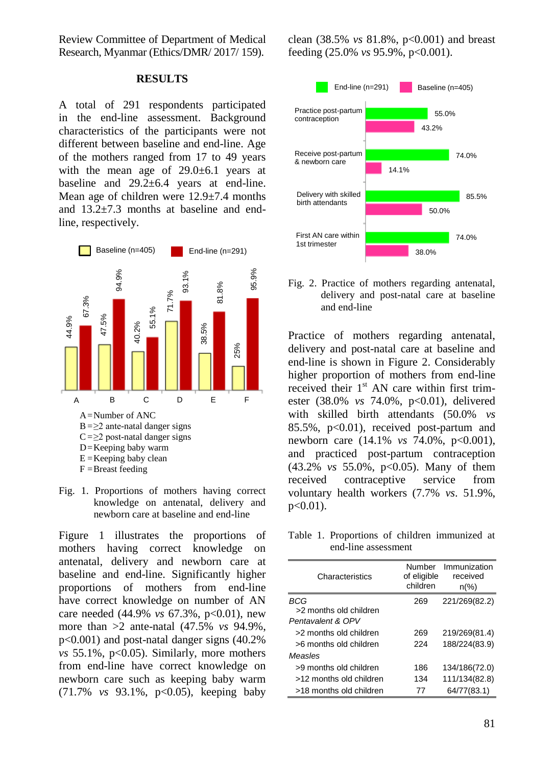Review Committee of Department of Medical Research, Myanmar (Ethics/DMR/ 2017/ 159).

## RESULTS

A total of 291 respondents participated in the end-line assessment. Background characteristics of the participants were not different between baseline and end-line. Age of the mothers ranged from 17 to 49 years with the mean age of 29.0±6.1 years at baseline and 29.2±6.4 years at end-line. Mean age of children were 12.9±7.4 months and 13.2±7.3 months at baseline and end-line, respectively.

A = Number of ANC
B = ≥2 ante-natal danger signs
C = ≥2 post-natal danger signs
D = Keeping baby warm
E = Keeping baby clean
F = Breast feeding

Fig. 1. Proportions of mothers having correct knowledge on antenatal, delivery and newborn care at baseline and end-line

Figure 1 illustrates the proportions of mothers having correct knowledge on antenatal, delivery and newborn care at baseline and end-line. Significantly higher proportions of mothers from end-line have correct knowledge on number of AN care needed (44.9% *vs* 67.3%, p<0.01), new more than >2 ante-natal (47.5% *vs* 94.9%, p<0.001) and post-natal danger signs (40.2% *vs* 55.1%, p<0.05). Similarly, more mothers from end-line have correct knowledge on newborn care such as keeping baby warm (71.7% *vs* 93.1%, p<0.05), keeping baby clean (38.5% *vs* 81.8%, p<0.001) and breast feeding (25.0% *vs* 95.9%, p<0.001).

Fig. 2. Practice of mothers regarding antenatal, delivery and post-natal care at baseline and end-line

Practice of mothers regarding antenatal, delivery and post-natal care at baseline and end-line is shown in Figure 2. Considerably higher proportion of mothers from end-line received their 1st AN care within first trimester (38.0% *vs* 74.0%, p<0.01), delivered with skilled birth attendants (50.0% *vs* 85.5%, p<0.01), received post-partum and newborn care (14.1% *vs* 74.0%, p<0.001), and practiced post-partum contraception (43.2% *vs* 55.0%, p<0.05). Many of them received contraceptive service from voluntary health workers (7.7% *vs*. 51.9%, p<0.01).

Table 1. Proportions of children immunized at end-line assessment

| Characteristics | Number of eligible children | Immunization received n(%) |
|---|---|---|
| *BCG* | | |
| >2 months old children | 269 | 221/269(82.2) |
| *Pentavalent & OPV* | | |
| >2 months old children | 269 | 219/269(81.4) |
| >6 months old children | 224 | 188/224(83.9) |
| *Measles* | | |
| >9 months old children | 186 | 134/186(72.0) |
| >12 months old children | 134 | 111/134(82.8) |
| >18 months old children | 77 | 64/77(83.1) |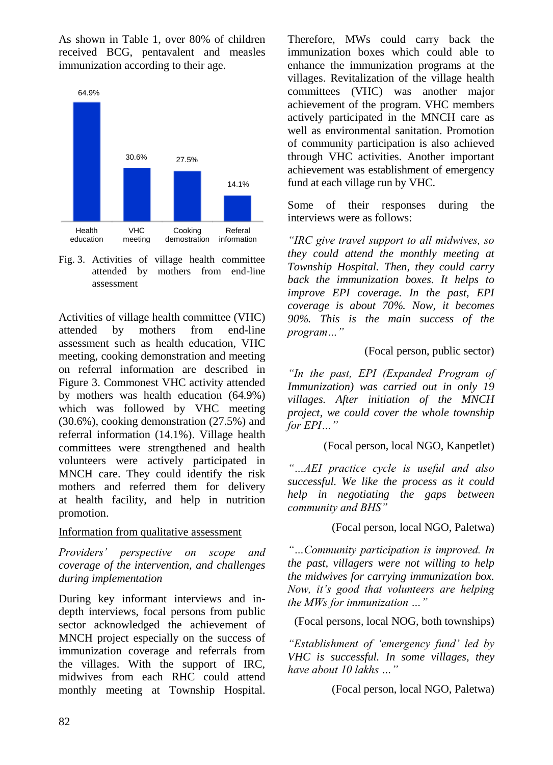As shown in Table 1, over 80% of children received BCG, pentavalent and measles immunization according to their age.

Fig. 3. Activities of village health committee attended by mothers from end-line assessment

Activities of village health committee (VHC) attended by mothers from end-line assessment such as health education, VHC meeting, cooking demonstration and meeting on referral information are described in Figure 3. Commonest VHC activity attended by mothers was health education (64.9%) which was followed by VHC meeting (30.6%), cooking demonstration (27.5%) and referral information (14.1%). Village health committees were strengthened and health volunteers were actively participated in MNCH care. They could identify the risk mothers and referred them for delivery at health facility, and help in nutrition promotion.

Information from qualitative assessment

*Providers' perspective on scope and coverage of the intervention, and challenges during implementation*

During key informant interviews and in-depth interviews, focal persons from public sector acknowledged the achievement of MNCH project especially on the success of immunization coverage and referrals from the villages. With the support of IRC, midwives from each RHC could attend monthly meeting at Township Hospital. Therefore, MWs could carry back the immunization boxes which could able to enhance the immunization programs at the villages. Revitalization of the village health committees (VHC) was another major achievement of the program. VHC members actively participated in the MNCH care as well as environmental sanitation. Promotion of community participation is also achieved through VHC activities. Another important achievement was establishment of emergency fund at each village run by VHC.

Some of their responses during the interviews were as follows:

*"IRC give travel support to all midwives, so they could attend the monthly meeting at Township Hospital. Then, they could carry back the immunization boxes. It helps to improve EPI coverage. In the past, EPI coverage is about 70%. Now, it becomes 90%. This is the main success of the program…"*

(Focal person, public sector)

*"In the past, EPI (Expanded Program of Immunization) was carried out in only 19 villages. After initiation of the MNCH project, we could cover the whole township for EPI…"*

(Focal person, local NGO, Kanpetlet)

*"…AEI practice cycle is useful and also successful. We like the process as it could help in negotiating the gaps between community and BHS"*

(Focal person, local NGO, Paletwa)

*"…Community participation is improved. In the past, villagers were not willing to help the midwives for carrying immunization box. Now, it's good that volunteers are helping the MWs for immunization …"*

(Focal persons, local NOG, both townships)

*"Establishment of 'emergency fund' led by VHC is successful. In some villages, they have about 10 lakhs …"*

(Focal person, local NGO, Paletwa)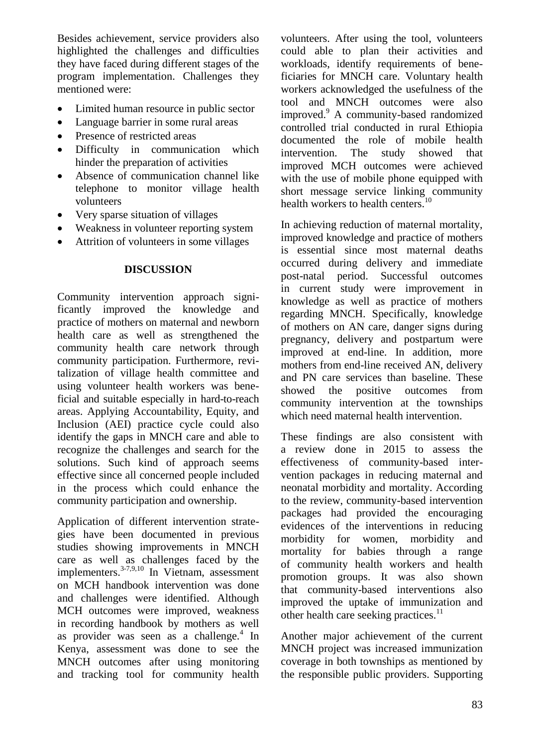Besides achievement, service providers also highlighted the challenges and difficulties they have faced during different stages of the program implementation. Challenges they mentioned were:

- Limited human resource in public sector
- Language barrier in some rural areas
- Presence of restricted areas
- Difficulty in communication which hinder the preparation of activities
- Absence of communication channel like telephone to monitor village health volunteers
- Very sparse situation of villages
- Weakness in volunteer reporting system
- Attrition of volunteers in some villages

## DISCUSSION

Community intervention approach significantly improved the knowledge and practice of mothers on maternal and newborn health care as well as strengthened the community health care network through community participation. Furthermore, revitalization of village health committee and using volunteer health workers was beneficial and suitable especially in hard-to-reach areas. Applying Accountability, Equity, and Inclusion (AEI) practice cycle could also identify the gaps in MNCH care and able to recognize the challenges and search for the solutions. Such kind of approach seems effective since all concerned people included in the process which could enhance the community participation and ownership.

Application of different intervention strategies have been documented in previous studies showing improvements in MNCH care as well as challenges faced by the implementers.[3-7,9,10] In Vietnam, assessment on MCH handbook intervention was done and challenges were identified. Although MCH outcomes were improved, weakness in recording handbook by mothers as well as provider was seen as a challenge.[4] In Kenya, assessment was done to see the MNCH outcomes after using monitoring and tracking tool for community health volunteers. After using the tool, volunteers could able to plan their activities and workloads, identify requirements of beneficiaries for MNCH care. Voluntary health workers acknowledged the usefulness of the tool and MNCH outcomes were also improved.[9] A community-based randomized controlled trial conducted in rural Ethiopia documented the role of mobile health intervention. The study showed that improved MCH outcomes were achieved with the use of mobile phone equipped with short message service linking community health workers to health centers.[10]

In achieving reduction of maternal mortality, improved knowledge and practice of mothers is essential since most maternal deaths occurred during delivery and immediate post-natal period. Successful outcomes in current study were improvement in knowledge as well as practice of mothers regarding MNCH. Specifically, knowledge of mothers on AN care, danger signs during pregnancy, delivery and postpartum were improved at end-line. In addition, more mothers from end-line received AN, delivery and PN care services than baseline. These showed the positive outcomes from community intervention at the townships which need maternal health intervention.

These findings are also consistent with a review done in 2015 to assess the effectiveness of community-based intervention packages in reducing maternal and neonatal morbidity and mortality. According to the review, community-based intervention packages had provided the encouraging evidences of the interventions in reducing morbidity for women, morbidity and mortality for babies through a range of community health workers and health promotion groups. It was also shown that community-based interventions also improved the uptake of immunization and other health care seeking practices.[11]

Another major achievement of the current MNCH project was increased immunization coverage in both townships as mentioned by the responsible public providers. Supporting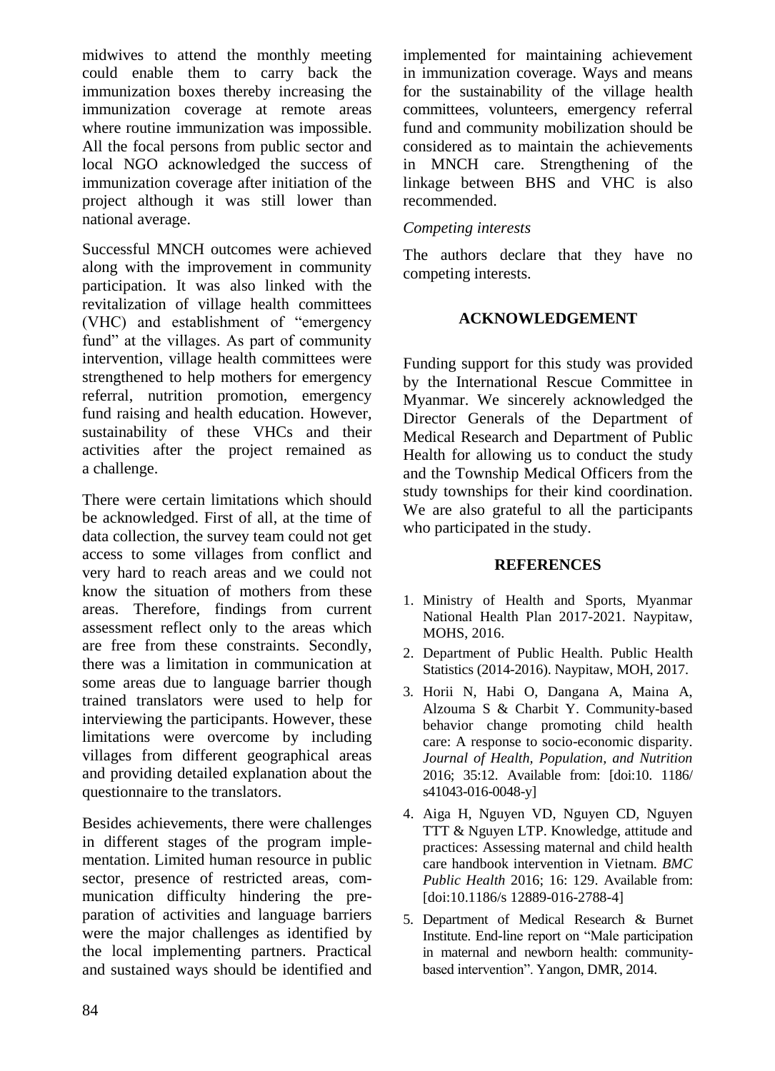midwives to attend the monthly meeting could enable them to carry back the immunization boxes thereby increasing the immunization coverage at remote areas where routine immunization was impossible. All the focal persons from public sector and local NGO acknowledged the success of immunization coverage after initiation of the project although it was still lower than national average.

Successful MNCH outcomes were achieved along with the improvement in community participation. It was also linked with the revitalization of village health committees (VHC) and establishment of "emergency fund" at the villages. As part of community intervention, village health committees were strengthened to help mothers for emergency referral, nutrition promotion, emergency fund raising and health education. However, sustainability of these VHCs and their activities after the project remained as a challenge.

There were certain limitations which should be acknowledged. First of all, at the time of data collection, the survey team could not get access to some villages from conflict and very hard to reach areas and we could not know the situation of mothers from these areas. Therefore, findings from current assessment reflect only to the areas which are free from these constraints. Secondly, there was a limitation in communication at some areas due to language barrier though trained translators were used to help for interviewing the participants. However, these limitations were overcome by including villages from different geographical areas and providing detailed explanation about the questionnaire to the translators.

Besides achievements, there were challenges in different stages of the program implementation. Limited human resource in public sector, presence of restricted areas, communication difficulty hindering the preparation of activities and language barriers were the major challenges as identified by the local implementing partners. Practical and sustained ways should be identified and implemented for maintaining achievement in immunization coverage. Ways and means for the sustainability of the village health committees, volunteers, emergency referral fund and community mobilization should be considered as to maintain the achievements in MNCH care. Strengthening of the linkage between BHS and VHC is also recommended.

*Competing interests*

The authors declare that they have no competing interests.

## ACKNOWLEDGEMENT

Funding support for this study was provided by the International Rescue Committee in Myanmar. We sincerely acknowledged the Director Generals of the Department of Medical Research and Department of Public Health for allowing us to conduct the study and the Township Medical Officers from the study townships for their kind coordination. We are also grateful to all the participants who participated in the study.

## REFERENCES

1. Ministry of Health and Sports, Myanmar National Health Plan 2017-2021. Naypitaw, MOHS, 2016.
2. Department of Public Health. Public Health Statistics (2014-2016). Naypitaw, MOH, 2017.
3. Horii N, Habi O, Dangana A, Maina A, Alzouma S & Charbit Y. Community-based behavior change promoting child health care: A response to socio-economic disparity. *Journal of Health, Population, and Nutrition* 2016; 35:12. Available from: [doi:10. 1186/ s41043-016-0048-y]
4. Aiga H, Nguyen VD, Nguyen CD, Nguyen TTT & Nguyen LTP. Knowledge, attitude and practices: Assessing maternal and child health care handbook intervention in Vietnam. *BMC Public Health* 2016; 16: 129. Available from: [doi:10.1186/s 12889-016-2788-4]
5. Department of Medical Research & Burnet Institute. End-line report on "Male participation in maternal and newborn health: community-based intervention". Yangon, DMR, 2014.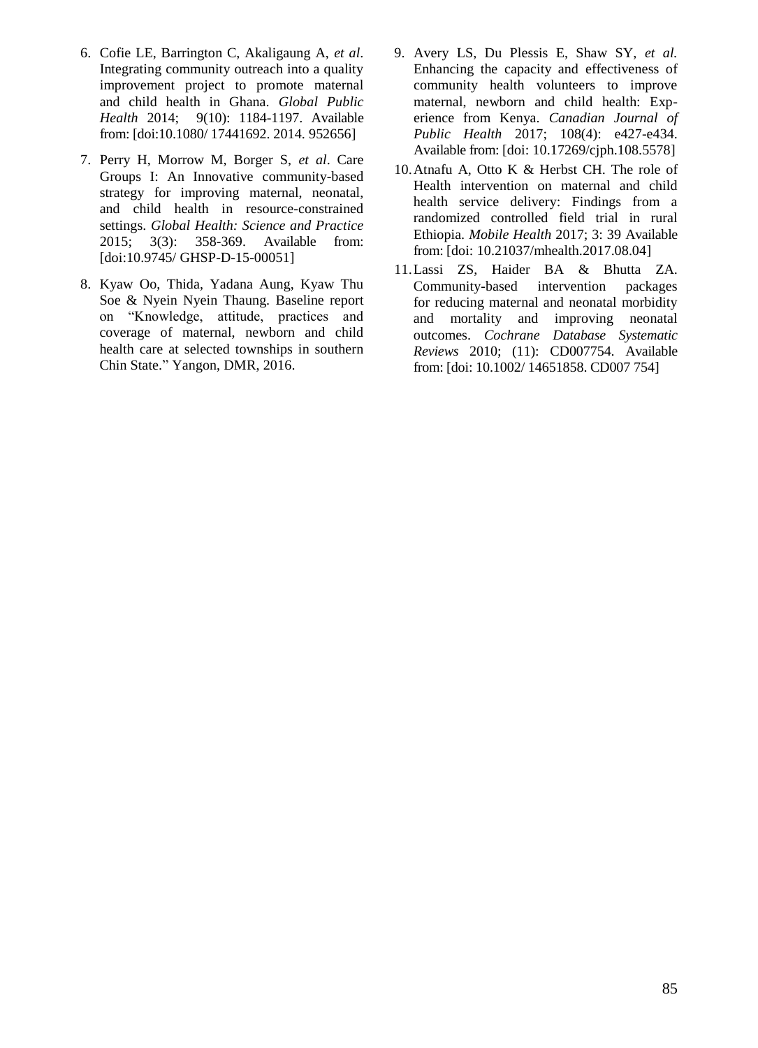6. Cofie LE, Barrington C, Akaligaung A, *et al*. Integrating community outreach into a quality improvement project to promote maternal and child health in Ghana. *Global Public Health* 2014; 9(10): 1184-1197. Available from: [doi:10.1080/ 17441692. 2014. 952656]

7. Perry H, Morrow M, Borger S, *et al*. Care Groups I: An Innovative community-based strategy for improving maternal, neonatal, and child health in resource-constrained settings. *Global Health: Science and Practice* 2015; 3(3): 358-369. Available from: [doi:10.9745/ GHSP-D-15-00051]

8. Kyaw Oo, Thida, Yadana Aung, Kyaw Thu Soe & Nyein Nyein Thaung. Baseline report on "Knowledge, attitude, practices and coverage of maternal, newborn and child health care at selected townships in southern Chin State." Yangon, DMR, 2016.

9. Avery LS, Du Plessis E, Shaw SY, *et al.* Enhancing the capacity and effectiveness of community health volunteers to improve maternal, newborn and child health: Experience from Kenya. *Canadian Journal of Public Health* 2017; 108(4): e427-e434. Available from: [doi: 10.17269/cjph.108.5578]

10. Atnafu A, Otto K & Herbst CH. The role of Health intervention on maternal and child health service delivery: Findings from a randomized controlled field trial in rural Ethiopia. *Mobile Health* 2017; 3: 39 Available from: [doi: 10.21037/mhealth.2017.08.04]

11. Lassi ZS, Haider BA & Bhutta ZA. Community-based intervention packages for reducing maternal and neonatal morbidity and mortality and improving neonatal outcomes. *Cochrane Database Systematic Reviews* 2010; (11): CD007754. Available from: [doi: 10.1002/ 14651858. CD007 754]